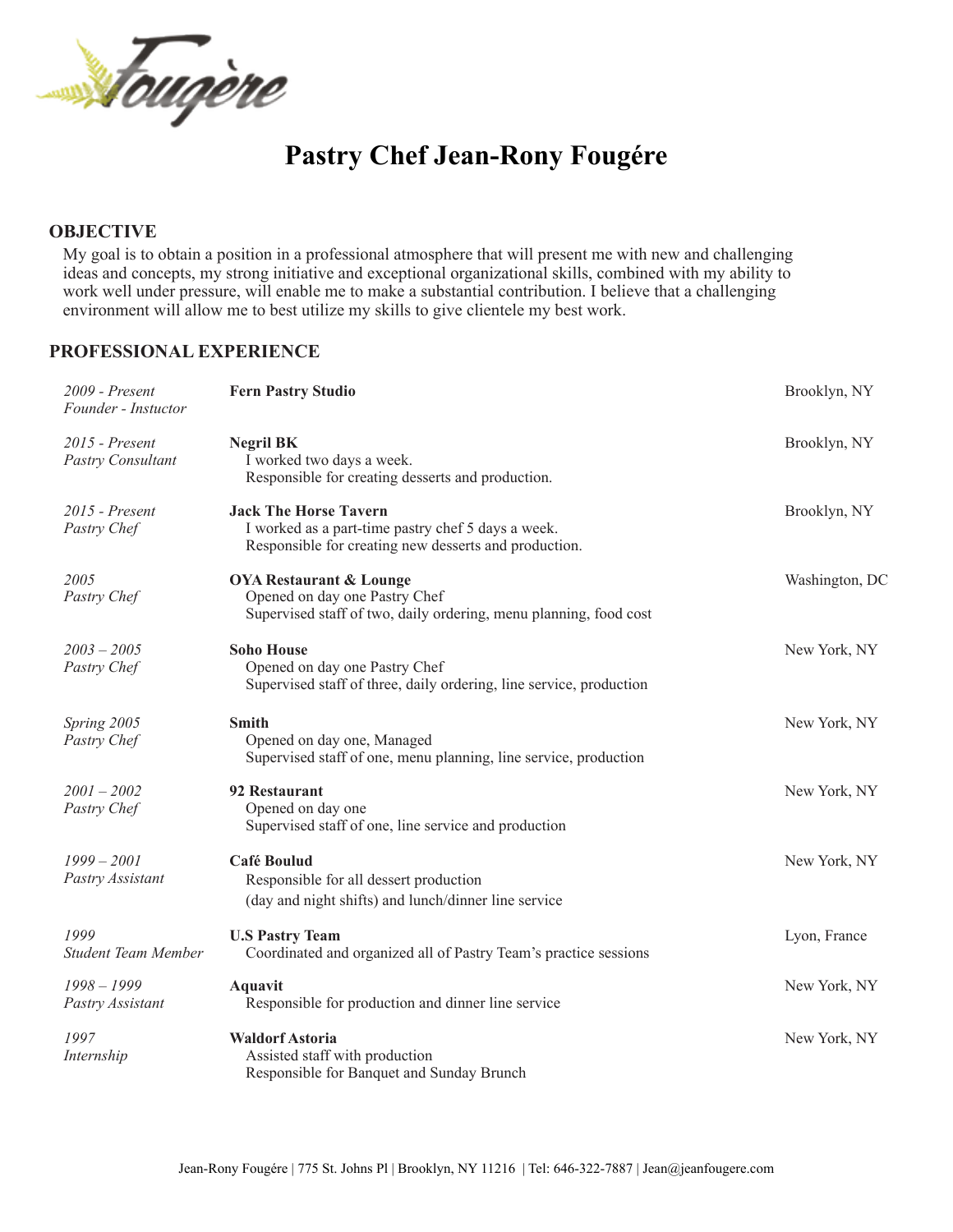# Pastry Chef Jean-Rony Fougére

## OBJECTIVE

My goal is to obtain a position in a professional atmosphere that will present me with new and challenging ideas and concepts, my strong initiative and exceptional organizational skills, combined with my ability to work well under pressure, will enable me to make a substantial contribution. I believe that a challenging environment will allow me to best utilize my skills to give clientele my best work.

## PROFESSIONAL EXPERIENCE

*2009 - Present*
*Founder - Instuctor*
**Fern Pastry Studio** — Brooklyn, NY

*2015 - Present*
*Pastry Consultant*
**Negril BK** — Brooklyn, NY
I worked two days a week.
Responsible for creating desserts and production.

*2015 - Present*
*Pastry Chef*
**Jack The Horse Tavern** — Brooklyn, NY
I worked as a part-time pastry chef 5 days a week.
Responsible for creating new desserts and production.

*2005*
*Pastry Chef*
**OYA Restaurant & Lounge** — Washington, DC
Opened on day one Pastry Chef
Supervised staff of two, daily ordering, menu planning, food cost

*2003 – 2005*
*Pastry Chef*
**Soho House** — New York, NY
Opened on day one Pastry Chef
Supervised staff of three, daily ordering, line service, production

*Spring 2005*
*Pastry Chef*
**Smith** — New York, NY
Opened on day one, Managed
Supervised staff of one, menu planning, line service, production

*2001 – 2002*
*Pastry Chef*
**92 Restaurant** — New York, NY
Opened on day one
Supervised staff of one, line service and production

*1999 – 2001*
*Pastry Assistant*
**Café Boulud** — New York, NY
Responsible for all dessert production
(day and night shifts) and lunch/dinner line service

*1999*
*Student Team Member*
**U.S Pastry Team** — Lyon, France
Coordinated and organized all of Pastry Team's practice sessions

*1998 – 1999*
*Pastry Assistant*
**Aquavit** — New York, NY
Responsible for production and dinner line service

*1997*
*Internship*
**Waldorf Astoria** — New York, NY
Assisted staff with production
Responsible for Banquet and Sunday Brunch

Jean-Rony Fougére | 775 St. Johns Pl | Brooklyn, NY 11216 | Tel: 646-322-7887 | Jean@jeanfougere.com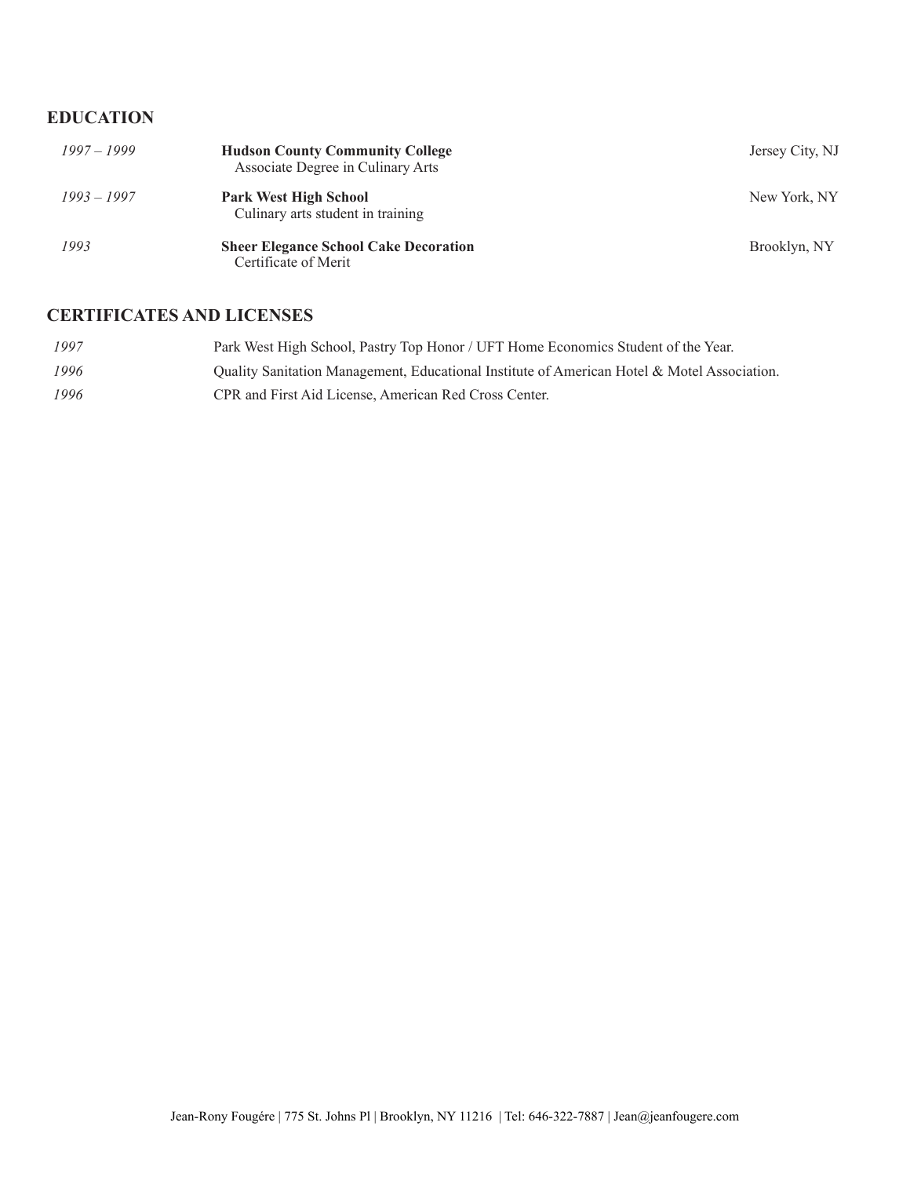## EDUCATION

| | | |
|---|---|---|
| *1997 – 1999* | **Hudson County Community College**<br>Associate Degree in Culinary Arts | Jersey City, NJ |
| *1993 – 1997* | **Park West High School**<br>Culinary arts student in training | New York, NY |
| *1993* | **Sheer Elegance School Cake Decoration**<br>Certificate of Merit | Brooklyn, NY |

## CERTIFICATES AND LICENSES

| | |
|---|---|
| *1997* | Park West High School, Pastry Top Honor / UFT Home Economics Student of the Year. |
| *1996* | Quality Sanitation Management, Educational Institute of American Hotel & Motel Association. |
| *1996* | CPR and First Aid License, American Red Cross Center. |